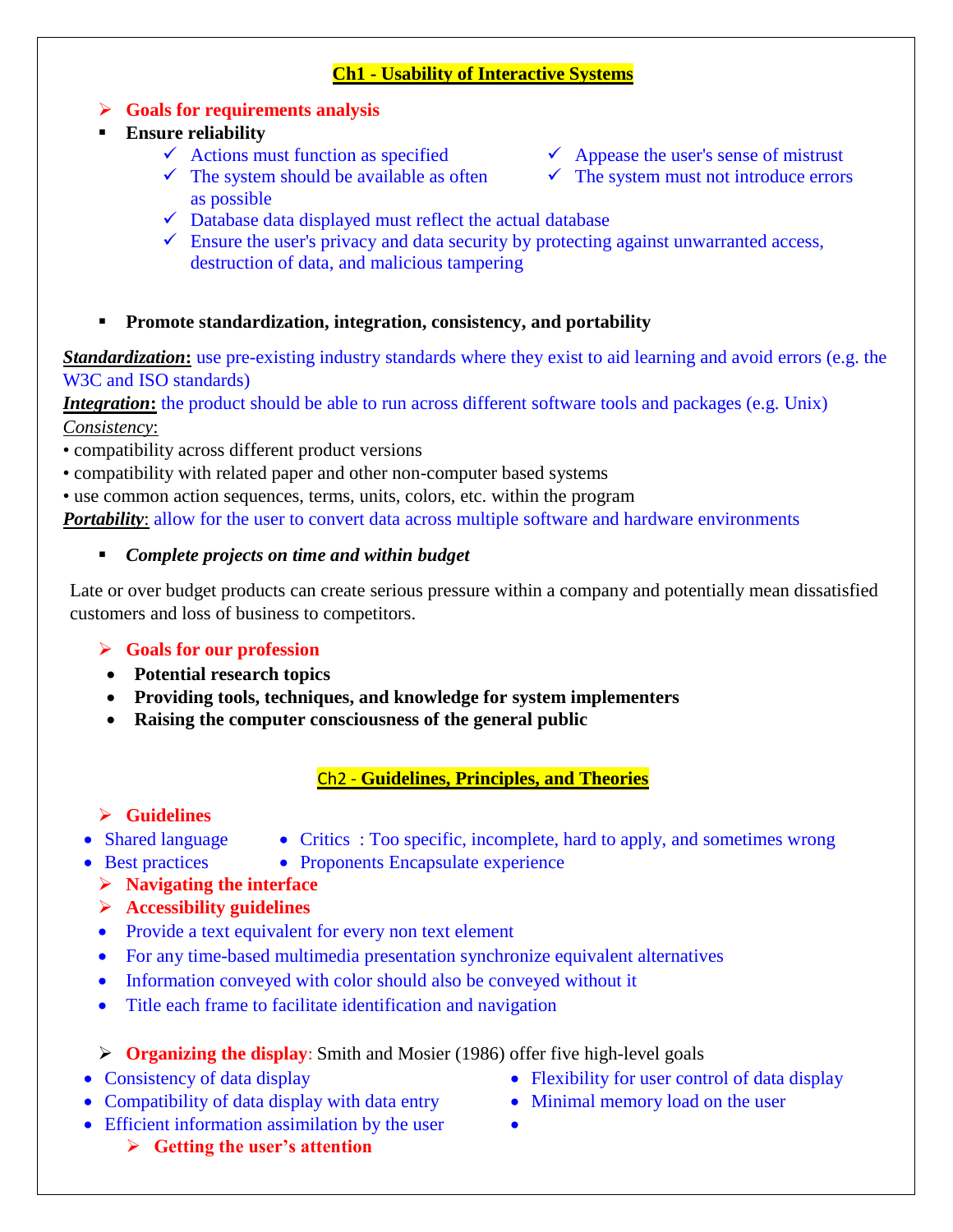## Ch1 - Usability of Interactive Systems

- **Goals for requirements analysis**
- **Ensure reliability**
  - ✓ Actions must function as specified
  - ✓ The system should be available as often as possible
  - ✓ Appease the user's sense of mistrust
  - ✓ The system must not introduce errors
  - ✓ Database data displayed must reflect the actual database
  - ✓ Ensure the user's privacy and data security by protecting against unwarranted access, destruction of data, and malicious tampering

- **Promote standardization, integration, consistency, and portability**

***Standardization*:** use pre-existing industry standards where they exist to aid learning and avoid errors (e.g. the W3C and ISO standards)

***Integration*:** the product should be able to run across different software tools and packages (e.g. Unix)

*Consistency*:

- compatibility across different product versions
- compatibility with related paper and other non-computer based systems
- use common action sequences, terms, units, colors, etc. within the program

***Portability***: allow for the user to convert data across multiple software and hardware environments

- ***Complete projects on time and within budget***

Late or over budget products can create serious pressure within a company and potentially mean dissatisfied customers and loss of business to competitors.

- **Goals for our profession**
  - **Potential research topics**
  - **Providing tools, techniques, and knowledge for system implementers**
  - **Raising the computer consciousness of the general public**

## Ch2 - Guidelines, Principles, and Theories

- **Guidelines**
  - Shared language
  - Best practices
  - Critics : Too specific, incomplete, hard to apply, and sometimes wrong
  - Proponents Encapsulate experience
- **Navigating the interface**
- **Accessibility guidelines**
  - Provide a text equivalent for every non text element
  - For any time-based multimedia presentation synchronize equivalent alternatives
  - Information conveyed with color should also be conveyed without it
  - Title each frame to facilitate identification and navigation

- **Organizing the display**: Smith and Mosier (1986) offer five high-level goals
  - Consistency of data display
  - Compatibility of data display with data entry
  - Efficient information assimilation by the user
  - Flexibility for user control of data display
  - Minimal memory load on the user
  - **Getting the user's attention**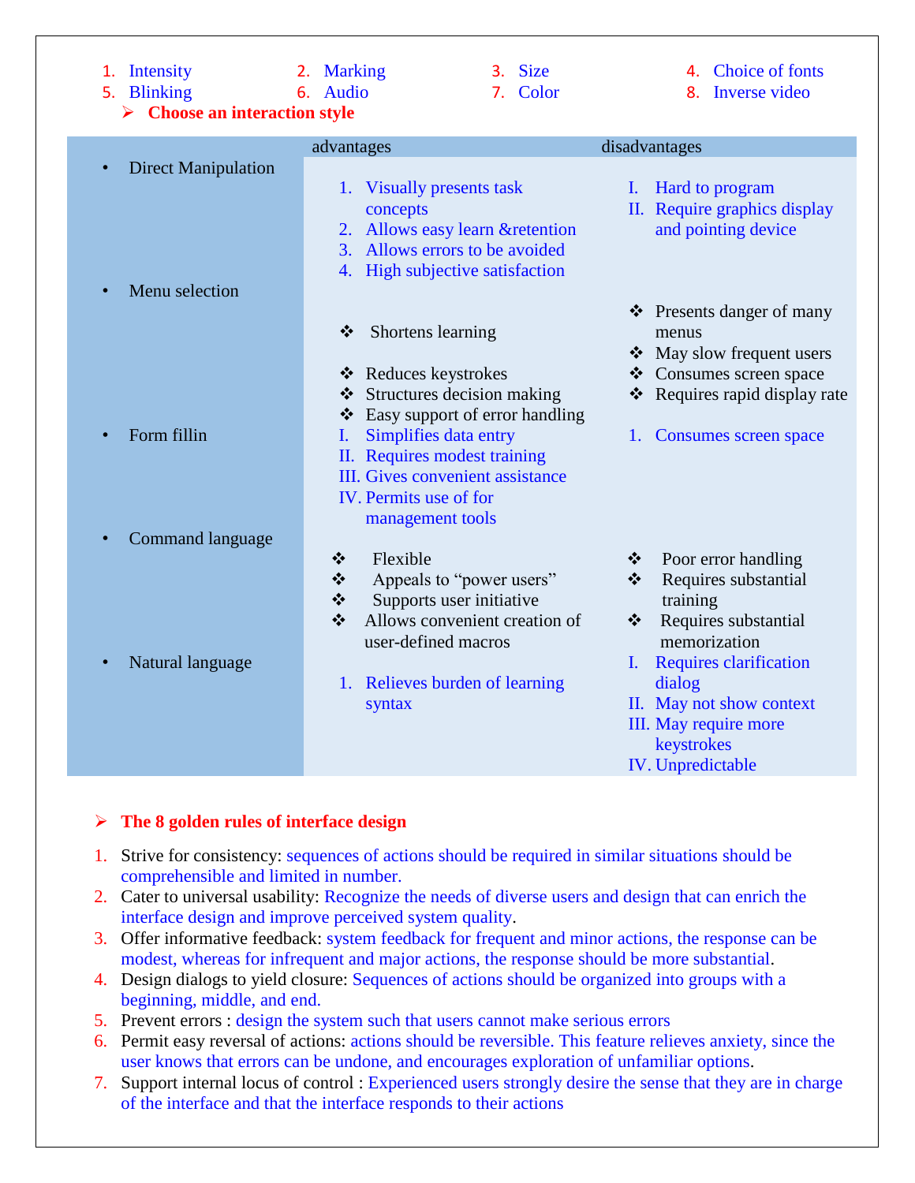1. Intensity
2. Marking
3. Size
4. Choice of fonts
5. Blinking
6. Audio
7. Color
8. Inverse video

- **Choose an interaction style**

| | advantages | disadvantages |
|---|---|---|
| • Direct Manipulation | 1. Visually presents task concepts<br>2. Allows easy learn &retention<br>3. Allows errors to be avoided<br>4. High subjective satisfaction | I. Hard to program<br>II. Require graphics display and pointing device |
| • Menu selection | ❖ Shortens learning<br>❖ Reduces keystrokes<br>❖ Structures decision making<br>❖ Easy support of error handling | ❖ Presents danger of many menus<br>❖ May slow frequent users<br>❖ Consumes screen space<br>❖ Requires rapid display rate |
| • Form fillin | I. Simplifies data entry<br>II. Requires modest training<br>III. Gives convenient assistance<br>IV. Permits use of for management tools | 1. Consumes screen space |
| • Command language | ❖ Flexible<br>❖ Appeals to “power users”<br>❖ Supports user initiative<br>❖ Allows convenient creation of user-defined macros | ❖ Poor error handling<br>❖ Requires substantial training<br>❖ Requires substantial memorization |
| • Natural language | 1. Relieves burden of learning syntax | I. Requires clarification dialog<br>II. May not show context<br>III. May require more keystrokes<br>IV. Unpredictable |

- **The 8 golden rules of interface design**

1. Strive for consistency: sequences of actions should be required in similar situations should be comprehensible and limited in number.
2. Cater to universal usability: Recognize the needs of diverse users and design that can enrich the interface design and improve perceived system quality.
3. Offer informative feedback: system feedback for frequent and minor actions, the response can be modest, whereas for infrequent and major actions, the response should be more substantial.
4. Design dialogs to yield closure: Sequences of actions should be organized into groups with a beginning, middle, and end.
5. Prevent errors : design the system such that users cannot make serious errors
6. Permit easy reversal of actions: actions should be reversible. This feature relieves anxiety, since the user knows that errors can be undone, and encourages exploration of unfamiliar options.
7. Support internal locus of control : Experienced users strongly desire the sense that they are in charge of the interface and that the interface responds to their actions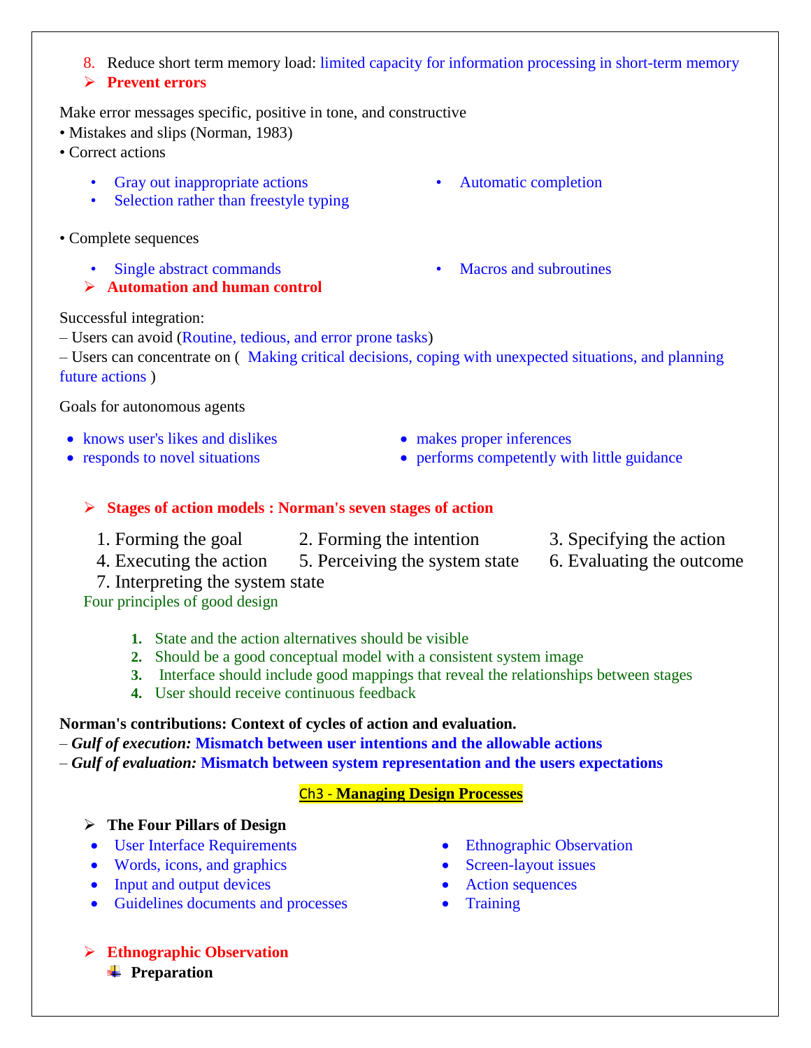8. Reduce short term memory load: limited capacity for information processing in short-term memory

- **Prevent errors**

Make error messages specific, positive in tone, and constructive

• Mistakes and slips (Norman, 1983)

• Correct actions

- Gray out inappropriate actions
- Selection rather than freestyle typing
- Automatic completion

• Complete sequences

- Single abstract commands
- Macros and subroutines

- **Automation and human control**

Successful integration:

– Users can avoid (Routine, tedious, and error prone tasks)

– Users can concentrate on ( Making critical decisions, coping with unexpected situations, and planning future actions )

Goals for autonomous agents

- knows user's likes and dislikes
- responds to novel situations
- makes proper inferences
- performs competently with little guidance

- **Stages of action models : Norman's seven stages of action**

1. Forming the goal
2. Forming the intention
3. Specifying the action
4. Executing the action
5. Perceiving the system state
6. Evaluating the outcome
7. Interpreting the system state

Four principles of good design

1. State and the action alternatives should be visible
2. Should be a good conceptual model with a consistent system image
3. Interface should include good mappings that reveal the relationships between stages
4. User should receive continuous feedback

**Norman's contributions: Context of cycles of action and evaluation.**

– ***Gulf of execution:*** **Mismatch between user intentions and the allowable actions**

– ***Gulf of evaluation:*** **Mismatch between system representation and the users expectations**

## Ch3 - Managing Design Processes

- **The Four Pillars of Design**
  - User Interface Requirements
  - Words, icons, and graphics
  - Input and output devices
  - Guidelines documents and processes
  - Ethnographic Observation
  - Screen-layout issues
  - Action sequences
  - Training

- **Ethnographic Observation**
  - **Preparation**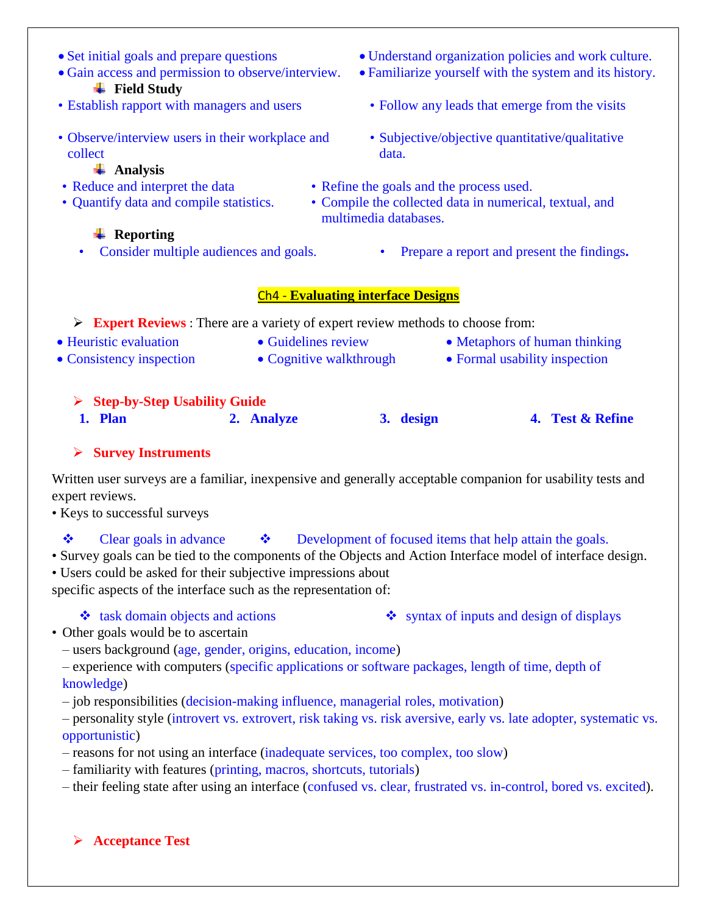- Set initial goals and prepare questions
- Gain access and permission to observe/interview.
- Understand organization policies and work culture.
- Familiarize yourself with the system and its history.

**Field Study**

- Establish rapport with managers and users
- Observe/interview users in their workplace and collect
- Follow any leads that emerge from the visits
- Subjective/objective quantitative/qualitative data.

**Analysis**

- Reduce and interpret the data
- Quantify data and compile statistics.
- Refine the goals and the process used.
- Compile the collected data in numerical, textual, and multimedia databases.

**Reporting**

- Consider multiple audiences and goals.
- Prepare a report and present the findings.

## Ch4 - Evaluating interface Designs

➢ **Expert Reviews** : There are a variety of expert review methods to choose from:

- Heuristic evaluation
- Consistency inspection
- Guidelines review
- Cognitive walkthrough
- Metaphors of human thinking
- Formal usability inspection

➢ **Step-by-Step Usability Guide**

1. **Plan**
2. **Analyze**
3. **design**
4. **Test & Refine**

➢ **Survey Instruments**

Written user surveys are a familiar, inexpensive and generally acceptable companion for usability tests and expert reviews.

• Keys to successful surveys

- ❖ Clear goals in advance
- ❖ Development of focused items that help attain the goals.

• Survey goals can be tied to the components of the Objects and Action Interface model of interface design.

• Users could be asked for their subjective impressions about specific aspects of the interface such as the representation of:

- ❖ task domain objects and actions
- ❖ syntax of inputs and design of displays

• Other goals would be to ascertain

– users background (age, gender, origins, education, income)

– experience with computers (specific applications or software packages, length of time, depth of knowledge)

– job responsibilities (decision-making influence, managerial roles, motivation)

– personality style (introvert vs. extrovert, risk taking vs. risk aversive, early vs. late adopter, systematic vs. opportunistic)

– reasons for not using an interface (inadequate services, too complex, too slow)

– familiarity with features (printing, macros, shortcuts, tutorials)

– their feeling state after using an interface (confused vs. clear, frustrated vs. in-control, bored vs. excited).

➢ **Acceptance Test**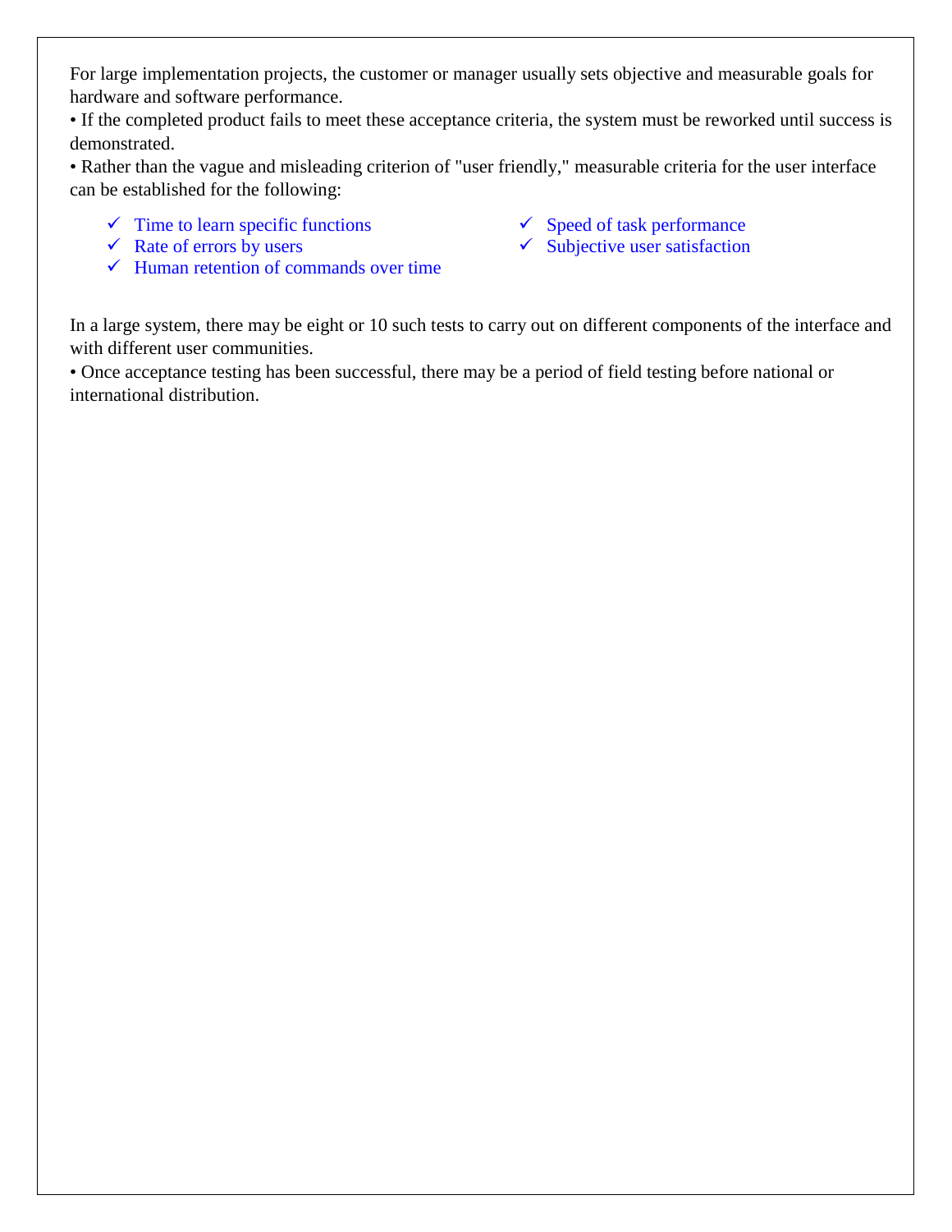For large implementation projects, the customer or manager usually sets objective and measurable goals for hardware and software performance.

• If the completed product fails to meet these acceptance criteria, the system must be reworked until success is demonstrated.

• Rather than the vague and misleading criterion of "user friendly," measurable criteria for the user interface can be established for the following:

- ✓ Time to learn specific functions
- ✓ Rate of errors by users
- ✓ Human retention of commands over time
- ✓ Speed of task performance
- ✓ Subjective user satisfaction

In a large system, there may be eight or 10 such tests to carry out on different components of the interface and with different user communities.

• Once acceptance testing has been successful, there may be a period of field testing before national or international distribution.